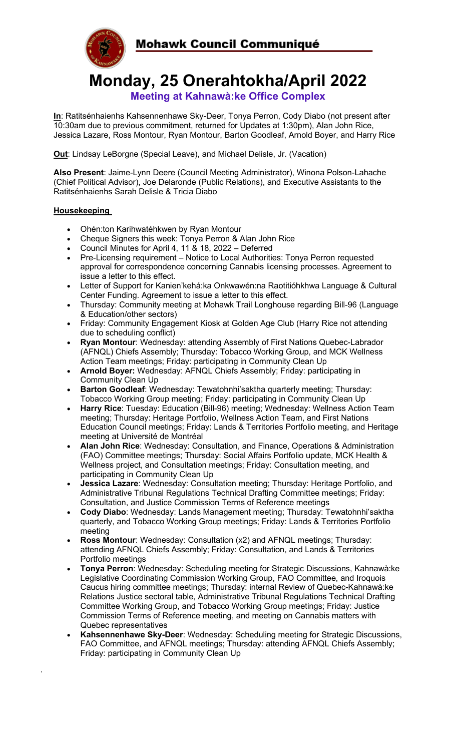# Mohawk Council Communiqué

# Monday, 25 Onerahtokha/April 2022

## Meeting at Kahnawà:ke Office Complex

**In**: Ratitsénhaienhs Kahsennenhawe Sky-Deer, Tonya Perron, Cody Diabo (not present after 10:30am due to previous commitment, returned for Updates at 1:30pm), Alan John Rice, Jessica Lazare, Ross Montour, Ryan Montour, Barton Goodleaf, Arnold Boyer, and Harry Rice

**Out**: Lindsay LeBorgne (Special Leave), and Michael Delisle, Jr. (Vacation)

**Also Present**: Jaime-Lynn Deere (Council Meeting Administrator), Winona Polson-Lahache (Chief Political Advisor), Joe Delaronde (Public Relations), and Executive Assistants to the Ratitsénhaienhs Sarah Delisle & Tricia Diabo

### Housekeeping

- Ohén:ton Karihwatéhkwen by Ryan Montour
- Cheque Signers this week: Tonya Perron & Alan John Rice
- Council Minutes for April 4, 11 & 18, 2022 – Deferred
- Pre-Licensing requirement – Notice to Local Authorities: Tonya Perron requested approval for correspondence concerning Cannabis licensing processes. Agreement to issue a letter to this effect.
- Letter of Support for Kanien'kehá:ka Onkwawén:na Raotitióhkhwa Language & Cultural Center Funding. Agreement to issue a letter to this effect.
- Thursday: Community meeting at Mohawk Trail Longhouse regarding Bill-96 (Language & Education/other sectors)
- Friday: Community Engagement Kiosk at Golden Age Club (Harry Rice not attending due to scheduling conflict)
- **Ryan Montour**: Wednesday: attending Assembly of First Nations Quebec-Labrador (AFNQL) Chiefs Assembly; Thursday: Tobacco Working Group, and MCK Wellness Action Team meetings; Friday: participating in Community Clean Up
- **Arnold Boyer:** Wednesday: AFNQL Chiefs Assembly; Friday: participating in Community Clean Up
- **Barton Goodleaf**: Wednesday: Tewatohnhi'saktha quarterly meeting; Thursday: Tobacco Working Group meeting; Friday: participating in Community Clean Up
- **Harry Rice**: Tuesday: Education (Bill-96) meeting; Wednesday: Wellness Action Team meeting; Thursday: Heritage Portfolio, Wellness Action Team, and First Nations Education Council meetings; Friday: Lands & Territories Portfolio meeting, and Heritage meeting at Université de Montréal
- **Alan John Rice**: Wednesday: Consultation, and Finance, Operations & Administration (FAO) Committee meetings; Thursday: Social Affairs Portfolio update, MCK Health & Wellness project, and Consultation meetings; Friday: Consultation meeting, and participating in Community Clean Up
- **Jessica Lazare**: Wednesday: Consultation meeting; Thursday: Heritage Portfolio, and Administrative Tribunal Regulations Technical Drafting Committee meetings; Friday: Consultation, and Justice Commission Terms of Reference meetings
- **Cody Diabo**: Wednesday: Lands Management meeting; Thursday: Tewatohnhi'saktha quarterly, and Tobacco Working Group meetings; Friday: Lands & Territories Portfolio meeting
- **Ross Montour**: Wednesday: Consultation (x2) and AFNQL meetings; Thursday: attending AFNQL Chiefs Assembly; Friday: Consultation, and Lands & Territories Portfolio meetings
- **Tonya Perron**: Wednesday: Scheduling meeting for Strategic Discussions, Kahnawà:ke Legislative Coordinating Commission Working Group, FAO Committee, and Iroquois Caucus hiring committee meetings; Thursday: internal Review of Quebec-Kahnawà:ke Relations Justice sectoral table, Administrative Tribunal Regulations Technical Drafting Committee Working Group, and Tobacco Working Group meetings; Friday: Justice Commission Terms of Reference meeting, and meeting on Cannabis matters with Quebec representatives
- **Kahsennenhawe Sky-Deer**: Wednesday: Scheduling meeting for Strategic Discussions, FAO Committee, and AFNQL meetings; Thursday: attending AFNQL Chiefs Assembly; Friday: participating in Community Clean Up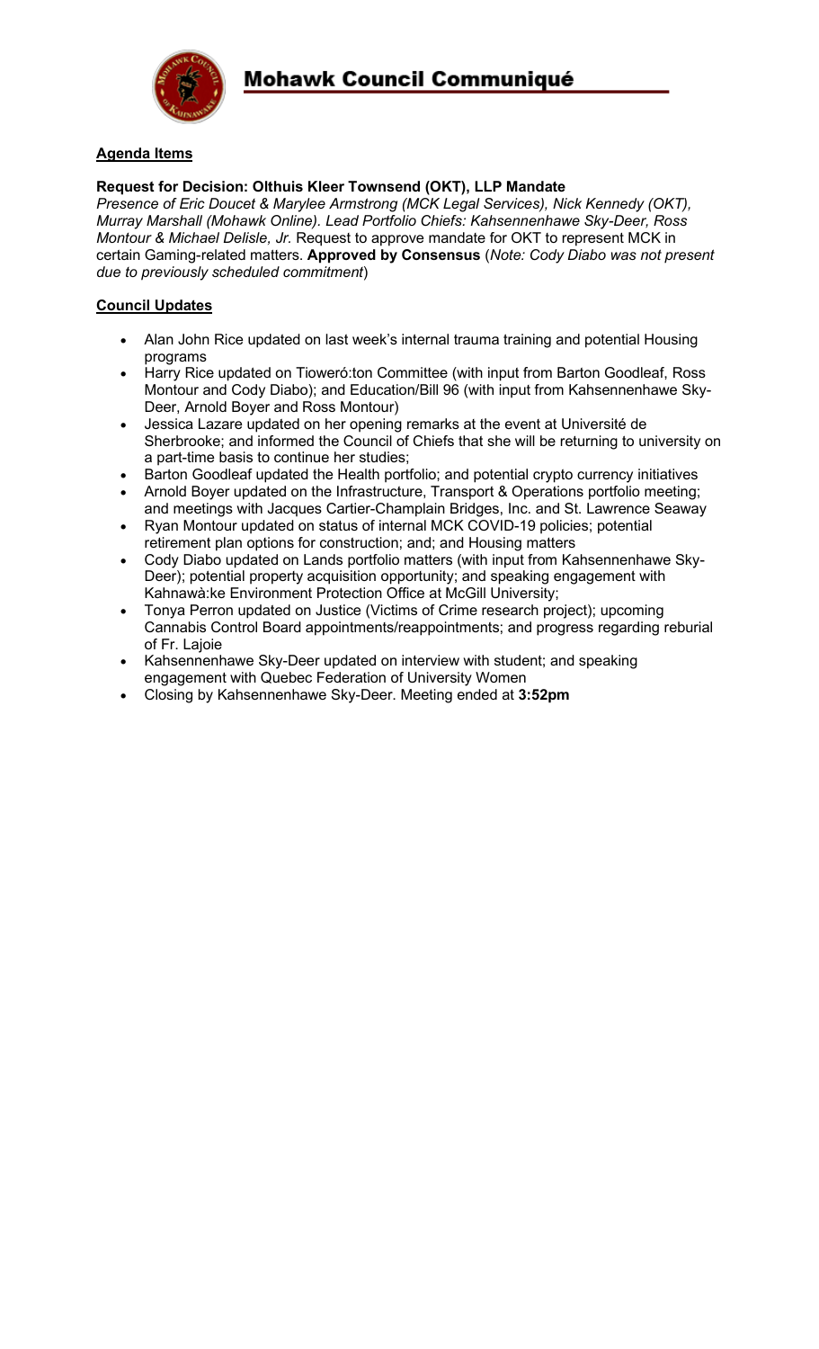**Agenda Items**

**Request for Decision: Olthuis Kleer Townsend (OKT), LLP Mandate**
*Presence of Eric Doucet & Marylee Armstrong (MCK Legal Services), Nick Kennedy (OKT), Murray Marshall (Mohawk Online). Lead Portfolio Chiefs: Kahsennenhawe Sky-Deer, Ross Montour & Michael Delisle, Jr.* Request to approve mandate for OKT to represent MCK in certain Gaming-related matters. **Approved by Consensus** (*Note: Cody Diabo was not present due to previously scheduled commitment*)

**Council Updates**

- Alan John Rice updated on last week's internal trauma training and potential Housing programs
- Harry Rice updated on Tioweró:ton Committee (with input from Barton Goodleaf, Ross Montour and Cody Diabo); and Education/Bill 96 (with input from Kahsennenhawe Sky-Deer, Arnold Boyer and Ross Montour)
- Jessica Lazare updated on her opening remarks at the event at Université de Sherbrooke; and informed the Council of Chiefs that she will be returning to university on a part-time basis to continue her studies;
- Barton Goodleaf updated the Health portfolio; and potential crypto currency initiatives
- Arnold Boyer updated on the Infrastructure, Transport & Operations portfolio meeting; and meetings with Jacques Cartier-Champlain Bridges, Inc. and St. Lawrence Seaway
- Ryan Montour updated on status of internal MCK COVID-19 policies; potential retirement plan options for construction; and; and Housing matters
- Cody Diabo updated on Lands portfolio matters (with input from Kahsennenhawe Sky-Deer); potential property acquisition opportunity; and speaking engagement with Kahnawà:ke Environment Protection Office at McGill University;
- Tonya Perron updated on Justice (Victims of Crime research project); upcoming Cannabis Control Board appointments/reappointments; and progress regarding reburial of Fr. Lajoie
- Kahsennenhawe Sky-Deer updated on interview with student; and speaking engagement with Quebec Federation of University Women
- Closing by Kahsennenhawe Sky-Deer. Meeting ended at **3:52pm**